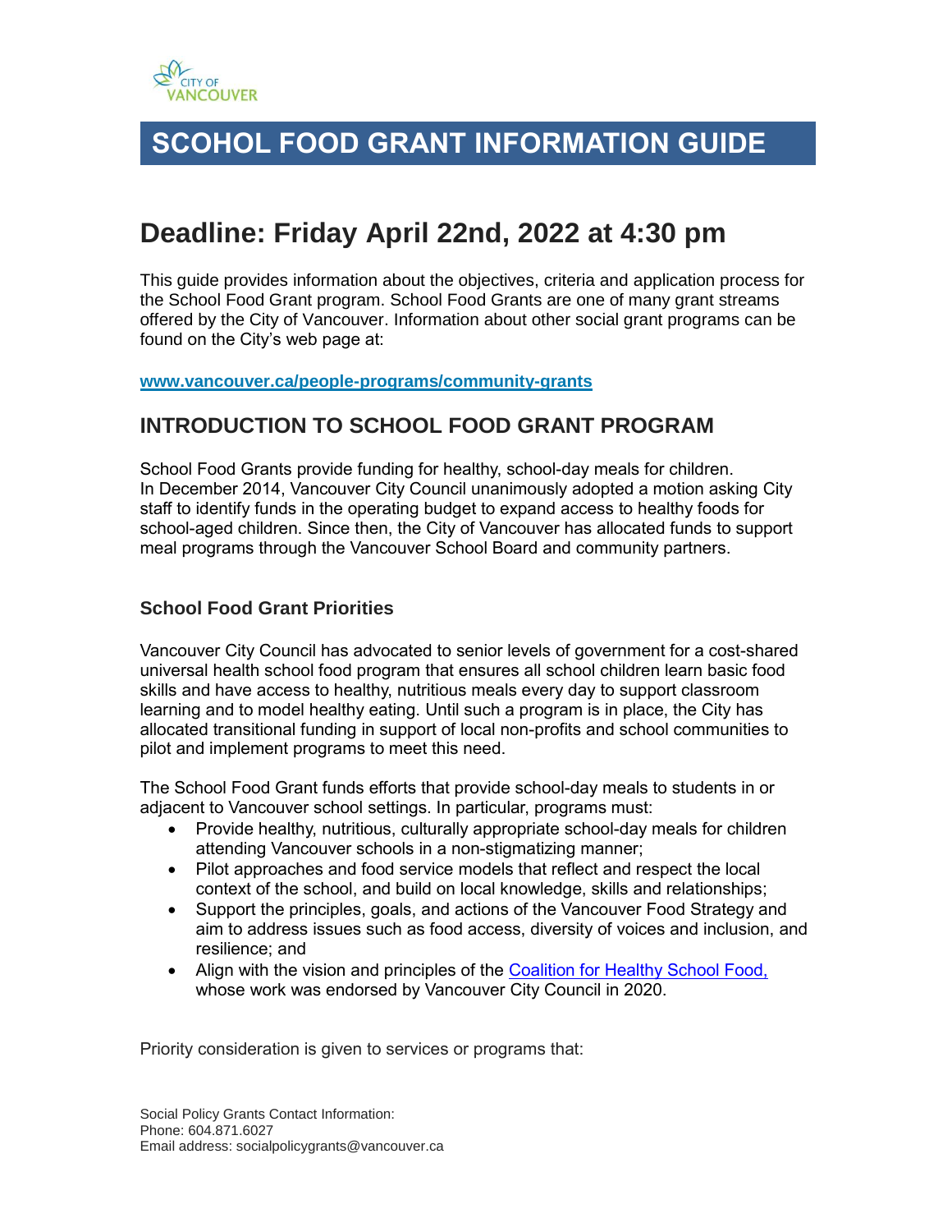# SCOHOL FOOD GRANT INFORMATION GUIDE

## Deadline: Friday April 22nd, 2022 at 4:30 pm

This guide provides information about the objectives, criteria and application process for the School Food Grant program. School Food Grants are one of many grant streams offered by the City of Vancouver. Information about other social grant programs can be found on the City's web page at:

**www.vancouver.ca/people-programs/community-grants**

## INTRODUCTION TO SCHOOL FOOD GRANT PROGRAM

School Food Grants provide funding for healthy, school-day meals for children. In December 2014, Vancouver City Council unanimously adopted a motion asking City staff to identify funds in the operating budget to expand access to healthy foods for school-aged children. Since then, the City of Vancouver has allocated funds to support meal programs through the Vancouver School Board and community partners.

### School Food Grant Priorities

Vancouver City Council has advocated to senior levels of government for a cost-shared universal health school food program that ensures all school children learn basic food skills and have access to healthy, nutritious meals every day to support classroom learning and to model healthy eating. Until such a program is in place, the City has allocated transitional funding in support of local non-profits and school communities to pilot and implement programs to meet this need.

The School Food Grant funds efforts that provide school-day meals to students in or adjacent to Vancouver school settings. In particular, programs must:

- Provide healthy, nutritious, culturally appropriate school-day meals for children attending Vancouver schools in a non-stigmatizing manner;
- Pilot approaches and food service models that reflect and respect the local context of the school, and build on local knowledge, skills and relationships;
- Support the principles, goals, and actions of the Vancouver Food Strategy and aim to address issues such as food access, diversity of voices and inclusion, and resilience; and
- Align with the vision and principles of the Coalition for Healthy School Food, whose work was endorsed by Vancouver City Council in 2020.

Priority consideration is given to services or programs that:

Social Policy Grants Contact Information:
Phone: 604.871.6027
Email address: socialpolicygrants@vancouver.ca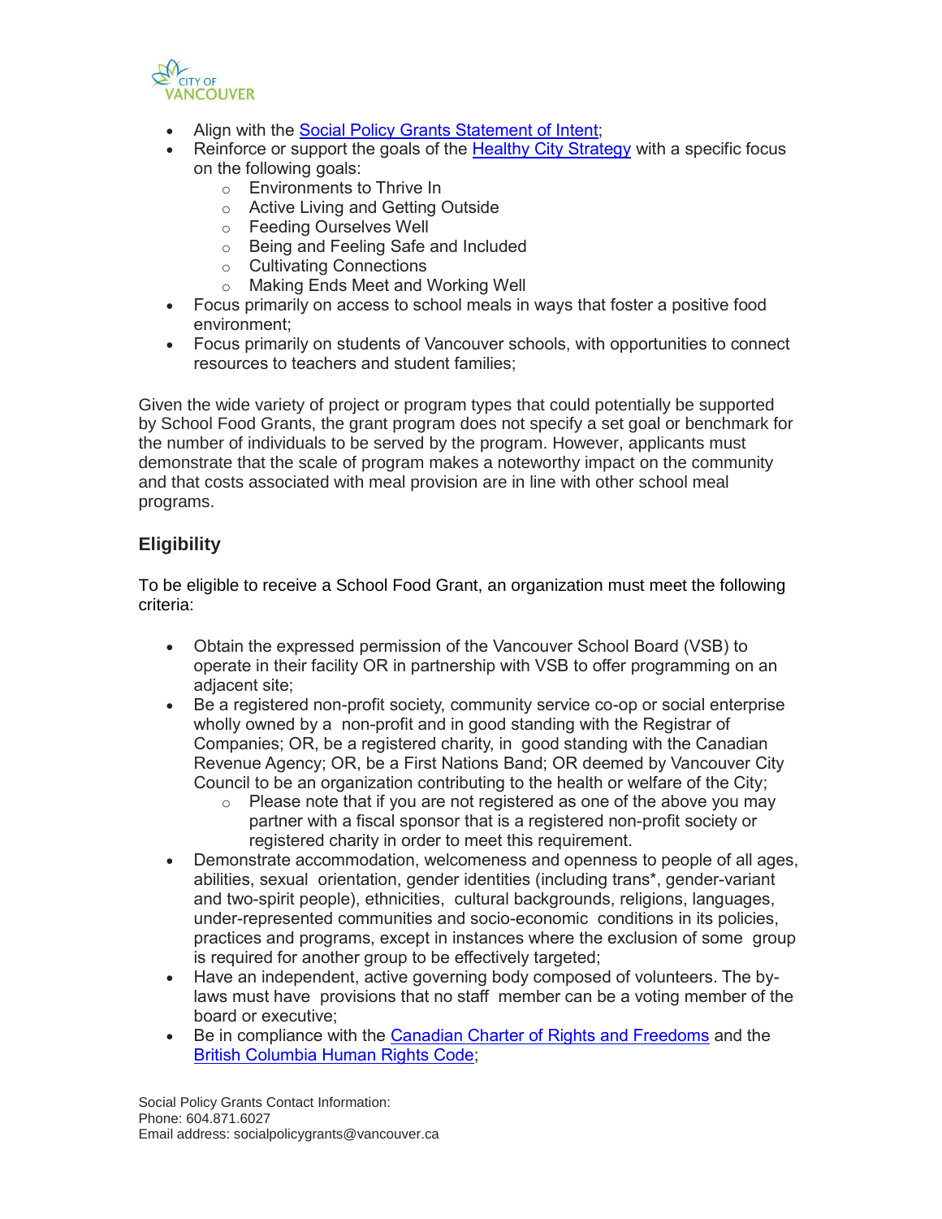- Align with the [Social Policy Grants Statement of Intent]();
- Reinforce or support the goals of the [Healthy City Strategy]() with a specific focus on the following goals:
    - Environments to Thrive In
    - Active Living and Getting Outside
    - Feeding Ourselves Well
    - Being and Feeling Safe and Included
    - Cultivating Connections
    - Making Ends Meet and Working Well
- Focus primarily on access to school meals in ways that foster a positive food environment;
- Focus primarily on students of Vancouver schools, with opportunities to connect resources to teachers and student families;

Given the wide variety of project or program types that could potentially be supported by School Food Grants, the grant program does not specify a set goal or benchmark for the number of individuals to be served by the program. However, applicants must demonstrate that the scale of program makes a noteworthy impact on the community and that costs associated with meal provision are in line with other school meal programs.

## Eligibility

To be eligible to receive a School Food Grant, an organization must meet the following criteria:

- Obtain the expressed permission of the Vancouver School Board (VSB) to operate in their facility OR in partnership with VSB to offer programming on an adjacent site;
- Be a registered non-profit society, community service co-op or social enterprise wholly owned by a non-profit and in good standing with the Registrar of Companies; OR, be a registered charity, in good standing with the Canadian Revenue Agency; OR, be a First Nations Band; OR deemed by Vancouver City Council to be an organization contributing to the health or welfare of the City;
    - Please note that if you are not registered as one of the above you may partner with a fiscal sponsor that is a registered non-profit society or registered charity in order to meet this requirement.
- Demonstrate accommodation, welcomeness and openness to people of all ages, abilities, sexual orientation, gender identities (including trans*, gender-variant and two-spirit people), ethnicities, cultural backgrounds, religions, languages, under-represented communities and socio-economic conditions in its policies, practices and programs, except in instances where the exclusion of some group is required for another group to be effectively targeted;
- Have an independent, active governing body composed of volunteers. The by-laws must have provisions that no staff member can be a voting member of the board or executive;
- Be in compliance with the [Canadian Charter of Rights and Freedoms]() and the [British Columbia Human Rights Code]();

Social Policy Grants Contact Information:
Phone: 604.871.6027
Email address: socialpolicygrants@vancouver.ca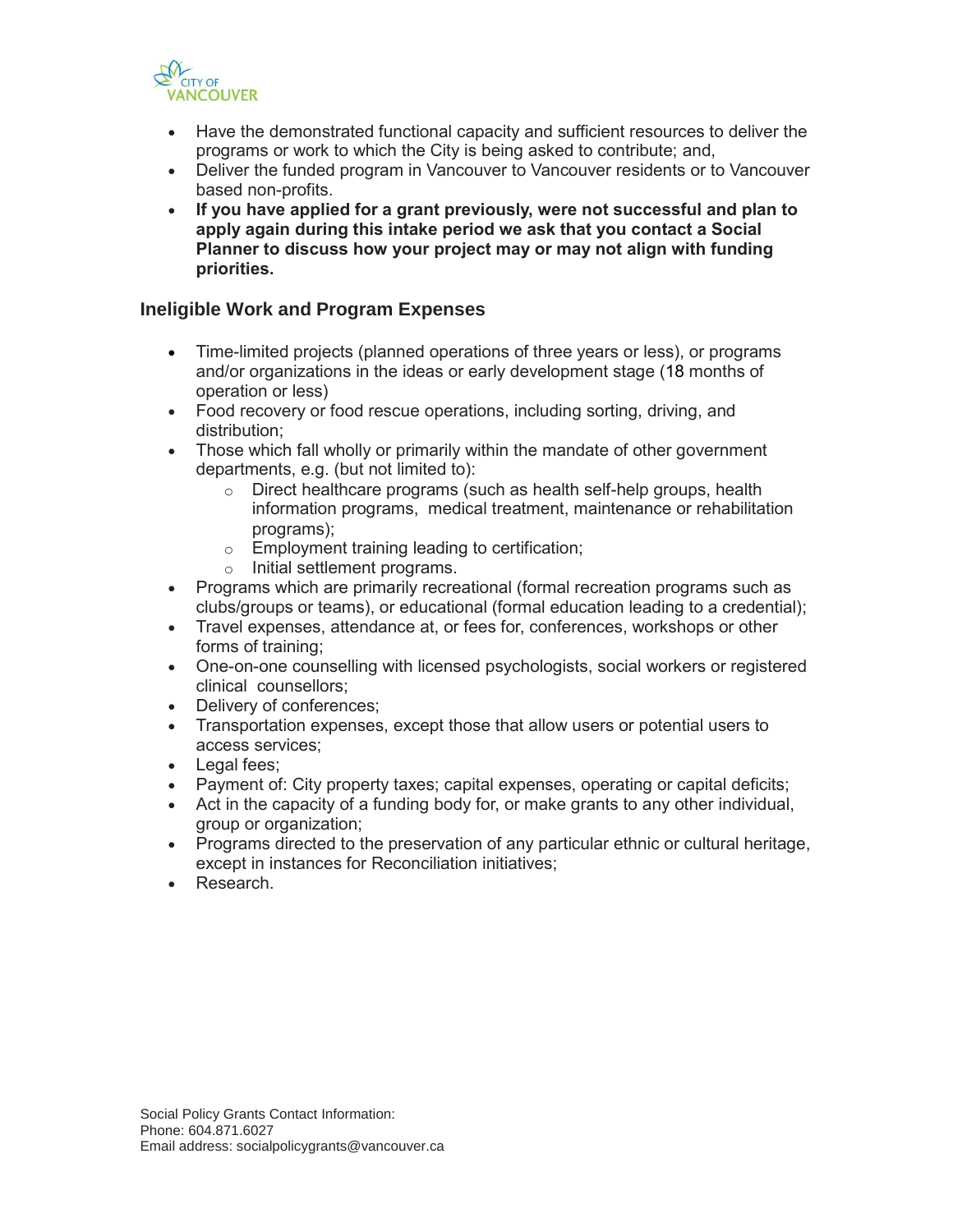- Have the demonstrated functional capacity and sufficient resources to deliver the programs or work to which the City is being asked to contribute; and,
- Deliver the funded program in Vancouver to Vancouver residents or to Vancouver based non-profits.
- **If you have applied for a grant previously, were not successful and plan to apply again during this intake period we ask that you contact a Social Planner to discuss how your project may or may not align with funding priorities.**

### Ineligible Work and Program Expenses

- Time-limited projects (planned operations of three years or less), or programs and/or organizations in the ideas or early development stage (18 months of operation or less)
- Food recovery or food rescue operations, including sorting, driving, and distribution;
- Those which fall wholly or primarily within the mandate of other government departments, e.g. (but not limited to):
  - Direct healthcare programs (such as health self-help groups, health information programs, medical treatment, maintenance or rehabilitation programs);
  - Employment training leading to certification;
  - Initial settlement programs.
- Programs which are primarily recreational (formal recreation programs such as clubs/groups or teams), or educational (formal education leading to a credential);
- Travel expenses, attendance at, or fees for, conferences, workshops or other forms of training;
- One-on-one counselling with licensed psychologists, social workers or registered clinical counsellors;
- Delivery of conferences;
- Transportation expenses, except those that allow users or potential users to access services;
- Legal fees;
- Payment of: City property taxes; capital expenses, operating or capital deficits;
- Act in the capacity of a funding body for, or make grants to any other individual, group or organization;
- Programs directed to the preservation of any particular ethnic or cultural heritage, except in instances for Reconciliation initiatives;
- Research.

Social Policy Grants Contact Information:
Phone: 604.871.6027
Email address: socialpolicygrants@vancouver.ca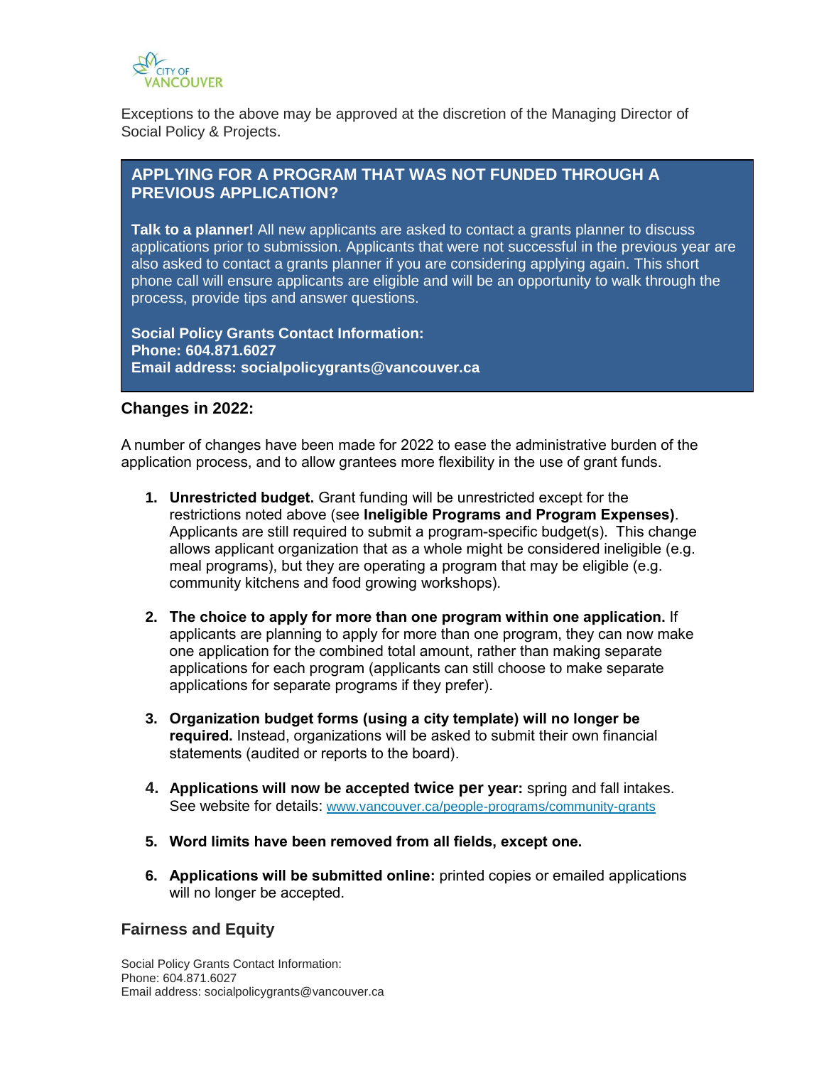Exceptions to the above may be approved at the discretion of the Managing Director of Social Policy & Projects.

### APPLYING FOR A PROGRAM THAT WAS NOT FUNDED THROUGH A PREVIOUS APPLICATION?

**Talk to a planner!** All new applicants are asked to contact a grants planner to discuss applications prior to submission. Applicants that were not successful in the previous year are also asked to contact a grants planner if you are considering applying again. This short phone call will ensure applicants are eligible and will be an opportunity to walk through the process, provide tips and answer questions.

**Social Policy Grants Contact Information:**
**Phone: 604.871.6027**
**Email address: socialpolicygrants@vancouver.ca**

### Changes in 2022:

A number of changes have been made for 2022 to ease the administrative burden of the application process, and to allow grantees more flexibility in the use of grant funds.

1. **Unrestricted budget.** Grant funding will be unrestricted except for the restrictions noted above (see **Ineligible Programs and Program Expenses)**. Applicants are still required to submit a program-specific budget(s). This change allows applicant organization that as a whole might be considered ineligible (e.g. meal programs), but they are operating a program that may be eligible (e.g. community kitchens and food growing workshops).

2. **The choice to apply for more than one program within one application.** If applicants are planning to apply for more than one program, they can now make one application for the combined total amount, rather than making separate applications for each program (applicants can still choose to make separate applications for separate programs if they prefer).

3. **Organization budget forms (using a city template) will no longer be required.** Instead, organizations will be asked to submit their own financial statements (audited or reports to the board).

4. **Applications will now be accepted twice per year:** spring and fall intakes. See website for details: www.vancouver.ca/people-programs/community-grants

5. **Word limits have been removed from all fields, except one.**

6. **Applications will be submitted online:** printed copies or emailed applications will no longer be accepted.

### Fairness and Equity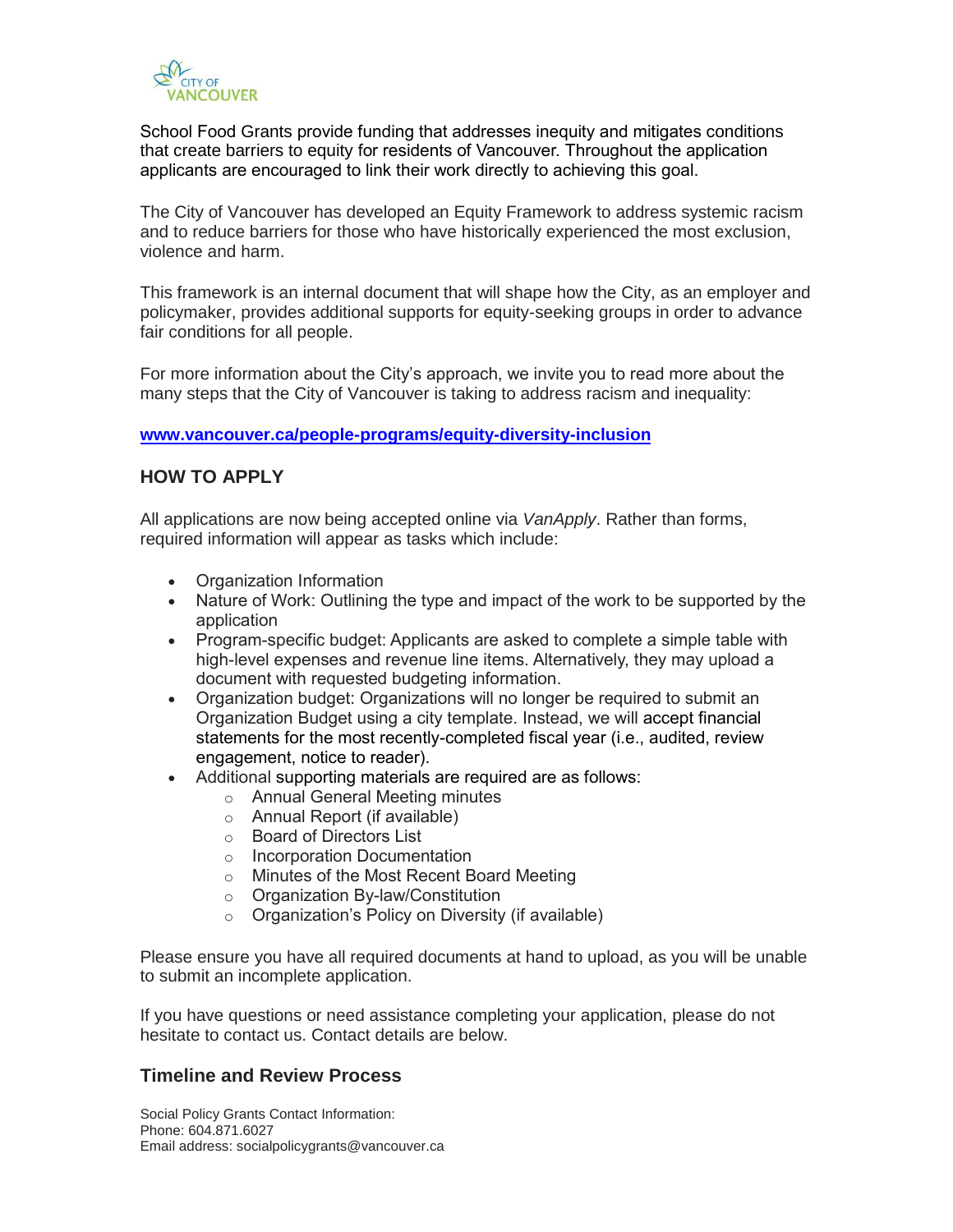School Food Grants provide funding that addresses inequity and mitigates conditions that create barriers to equity for residents of Vancouver. Throughout the application applicants are encouraged to link their work directly to achieving this goal.

The City of Vancouver has developed an Equity Framework to address systemic racism and to reduce barriers for those who have historically experienced the most exclusion, violence and harm.

This framework is an internal document that will shape how the City, as an employer and policymaker, provides additional supports for equity-seeking groups in order to advance fair conditions for all people.

For more information about the City's approach, we invite you to read more about the many steps that the City of Vancouver is taking to address racism and inequality:

**www.vancouver.ca/people-programs/equity-diversity-inclusion**

## HOW TO APPLY

All applications are now being accepted online via *VanApply*. Rather than forms, required information will appear as tasks which include:

- Organization Information
- Nature of Work: Outlining the type and impact of the work to be supported by the application
- Program-specific budget: Applicants are asked to complete a simple table with high-level expenses and revenue line items. Alternatively, they may upload a document with requested budgeting information.
- Organization budget: Organizations will no longer be required to submit an Organization Budget using a city template. Instead, we will accept financial statements for the most recently-completed fiscal year (i.e., audited, review engagement, notice to reader).
- Additional supporting materials are required are as follows:
  - Annual General Meeting minutes
  - Annual Report (if available)
  - Board of Directors List
  - Incorporation Documentation
  - Minutes of the Most Recent Board Meeting
  - Organization By-law/Constitution
  - Organization's Policy on Diversity (if available)

Please ensure you have all required documents at hand to upload, as you will be unable to submit an incomplete application.

If you have questions or need assistance completing your application, please do not hesitate to contact us. Contact details are below.

### Timeline and Review Process

Social Policy Grants Contact Information:
Phone: 604.871.6027
Email address: socialpolicygrants@vancouver.ca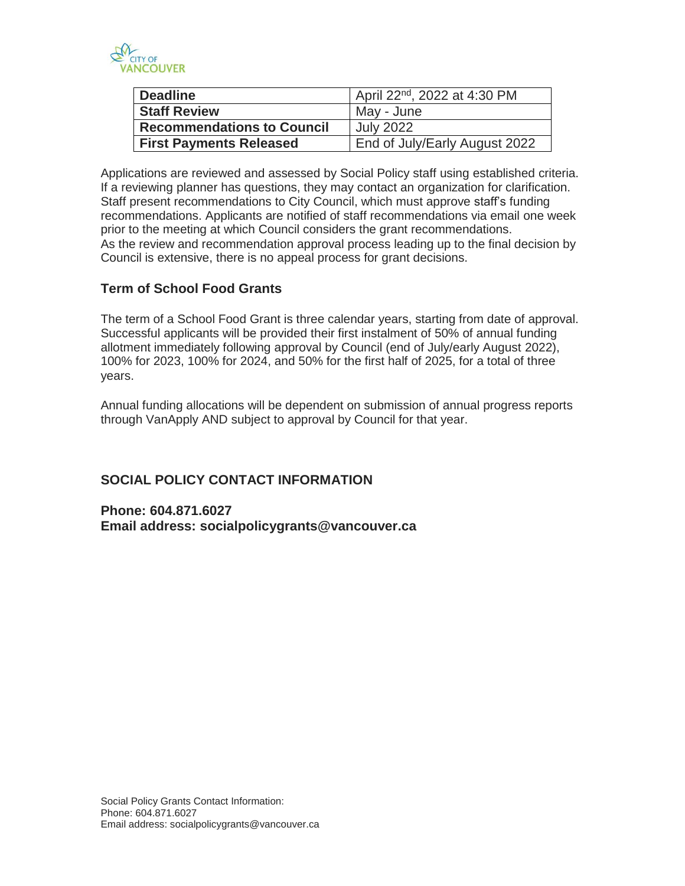| | |
|---|---|
| **Deadline** | April 22nd, 2022 at 4:30 PM |
| **Staff Review** | May - June |
| **Recommendations to Council** | July 2022 |
| **First Payments Released** | End of July/Early August 2022 |

Applications are reviewed and assessed by Social Policy staff using established criteria. If a reviewing planner has questions, they may contact an organization for clarification. Staff present recommendations to City Council, which must approve staff's funding recommendations. Applicants are notified of staff recommendations via email one week prior to the meeting at which Council considers the grant recommendations.
As the review and recommendation approval process leading up to the final decision by Council is extensive, there is no appeal process for grant decisions.

### Term of School Food Grants

The term of a School Food Grant is three calendar years, starting from date of approval. Successful applicants will be provided their first instalment of 50% of annual funding allotment immediately following approval by Council (end of July/early August 2022), 100% for 2023, 100% for 2024, and 50% for the first half of 2025, for a total of three years.

Annual funding allocations will be dependent on submission of annual progress reports through VanApply AND subject to approval by Council for that year.

### SOCIAL POLICY CONTACT INFORMATION

**Phone: 604.871.6027**
**Email address: socialpolicygrants@vancouver.ca**